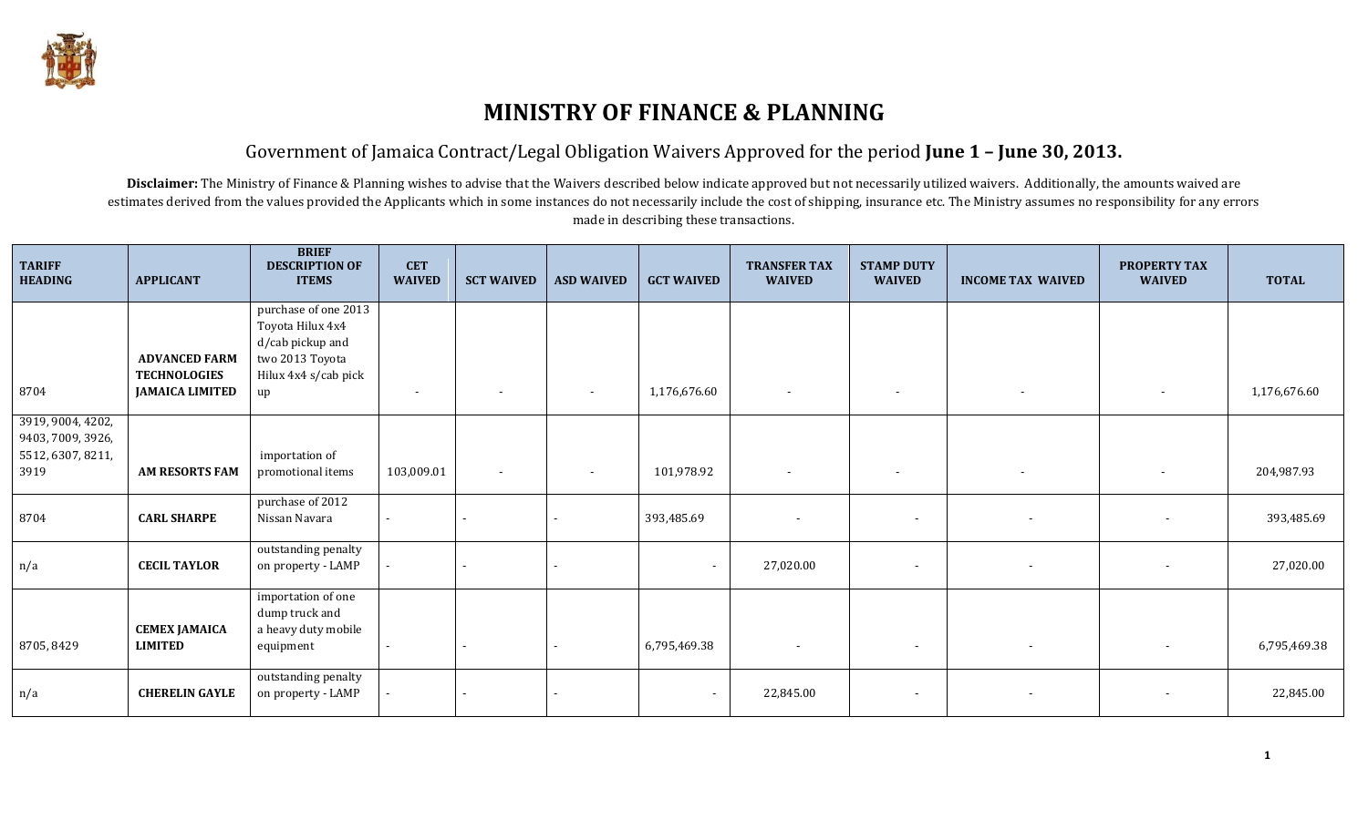# MINISTRY OF FINANCE & PLANNING

## Government of Jamaica Contract/Legal Obligation Waivers Approved for the period **June 1 – June 30, 2013.**

**Disclaimer:** The Ministry of Finance & Planning wishes to advise that the Waivers described below indicate approved but not necessarily utilized waivers. Additionally, the amounts waived are estimates derived from the values provided the Applicants which in some instances do not necessarily include the cost of shipping, insurance etc. The Ministry assumes no responsibility for any errors made in describing these transactions.

| TARIFF HEADING | APPLICANT | BRIEF DESCRIPTION OF ITEMS | CET WAIVED | SCT WAIVED | ASD WAIVED | GCT WAIVED | TRANSFER TAX WAIVED | STAMP DUTY WAIVED | INCOME TAX WAIVED | PROPERTY TAX WAIVED | TOTAL |
|---|---|---|---|---|---|---|---|---|---|---|---|
| 8704 | **ADVANCED FARM TECHNOLOGIES JAMAICA LIMITED** | purchase of one 2013 Toyota Hilux 4x4 d/cab pickup and two 2013 Toyota Hilux 4x4 s/cab pick up | - | - | - | 1,176,676.60 | - | - | - | - | 1,176,676.60 |
| 3919, 9004, 4202, 9403, 7009, 3926, 5512, 6307, 8211, 3919 | **AM RESORTS FAM** | importation of promotional items | 103,009.01 | - | - | 101,978.92 | - | - | - | - | 204,987.93 |
| 8704 | **CARL SHARPE** | purchase of 2012 Nissan Navara | - | - | - | 393,485.69 | - | - | - | - | 393,485.69 |
| n/a | **CECIL TAYLOR** | outstanding penalty on property - LAMP | - | - | - | - | 27,020.00 | - | - | - | 27,020.00 |
| 8705, 8429 | **CEMEX JAMAICA LIMITED** | importation of one dump truck and a heavy duty mobile equipment | - | - | - | 6,795,469.38 | - | - | - | - | 6,795,469.38 |
| n/a | **CHERELIN GAYLE** | outstanding penalty on property - LAMP | - | - | - | - | 22,845.00 | - | - | - | 22,845.00 |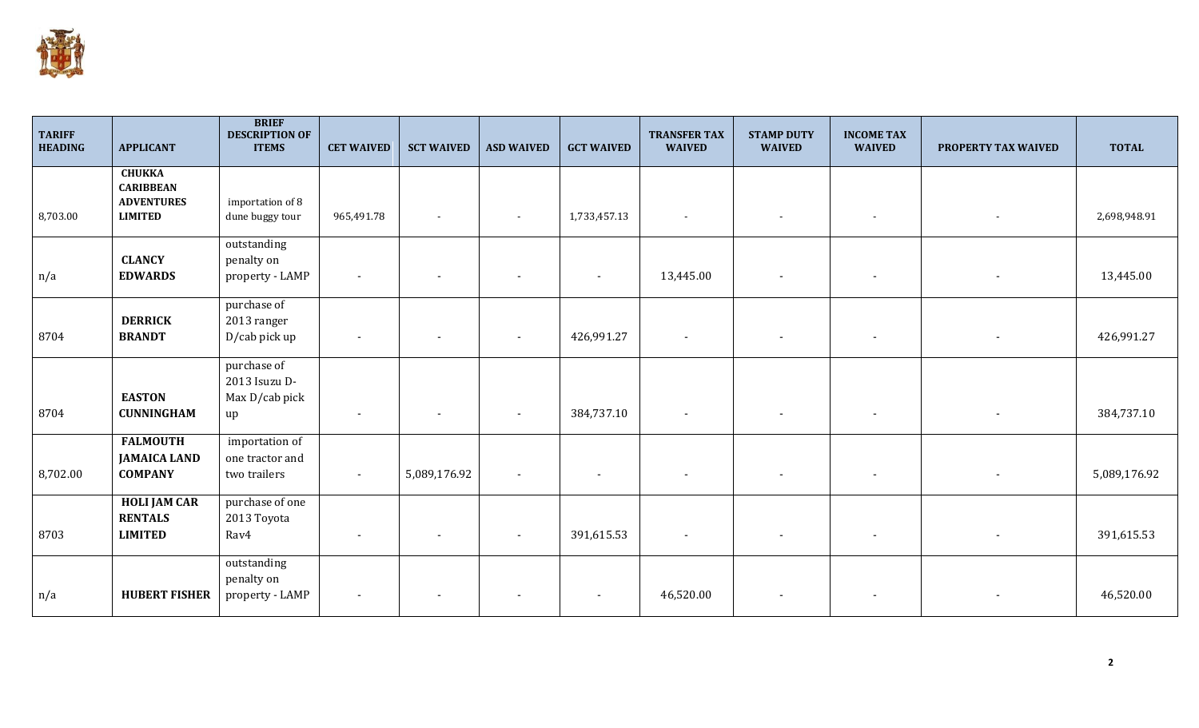| TARIFF HEADING | APPLICANT | BRIEF DESCRIPTION OF ITEMS | CET WAIVED | SCT WAIVED | ASD WAIVED | GCT WAIVED | TRANSFER TAX WAIVED | STAMP DUTY WAIVED | INCOME TAX WAIVED | PROPERTY TAX WAIVED | TOTAL |
|---|---|---|---|---|---|---|---|---|---|---|---|
| 8,703.00 | **CHUKKA CARIBBEAN ADVENTURES LIMITED** | importation of 8 dune buggy tour | 965,491.78 | - | - | 1,733,457.13 | - | - | - | - | 2,698,948.91 |
| n/a | **CLANCY EDWARDS** | outstanding penalty on property - LAMP | - | - | - | - | 13,445.00 | - | - | - | 13,445.00 |
| 8704 | **DERRICK BRANDT** | purchase of 2013 ranger D/cab pick up | - | - | - | 426,991.27 | - | - | - | - | 426,991.27 |
| 8704 | **EASTON CUNNINGHAM** | purchase of 2013 Isuzu D-Max D/cab pick up | - | - | - | 384,737.10 | - | - | - | - | 384,737.10 |
| 8,702.00 | **FALMOUTH JAMAICA LAND COMPANY** | importation of one tractor and two trailers | - | 5,089,176.92 | - | - | - | - | - | - | 5,089,176.92 |
| 8703 | **HOLI JAM CAR RENTALS LIMITED** | purchase of one 2013 Toyota Rav4 | - | - | - | 391,615.53 | - | - | - | - | 391,615.53 |
| n/a | **HUBERT FISHER** | outstanding penalty on property - LAMP | - | - | - | - | 46,520.00 | - | - | - | 46,520.00 |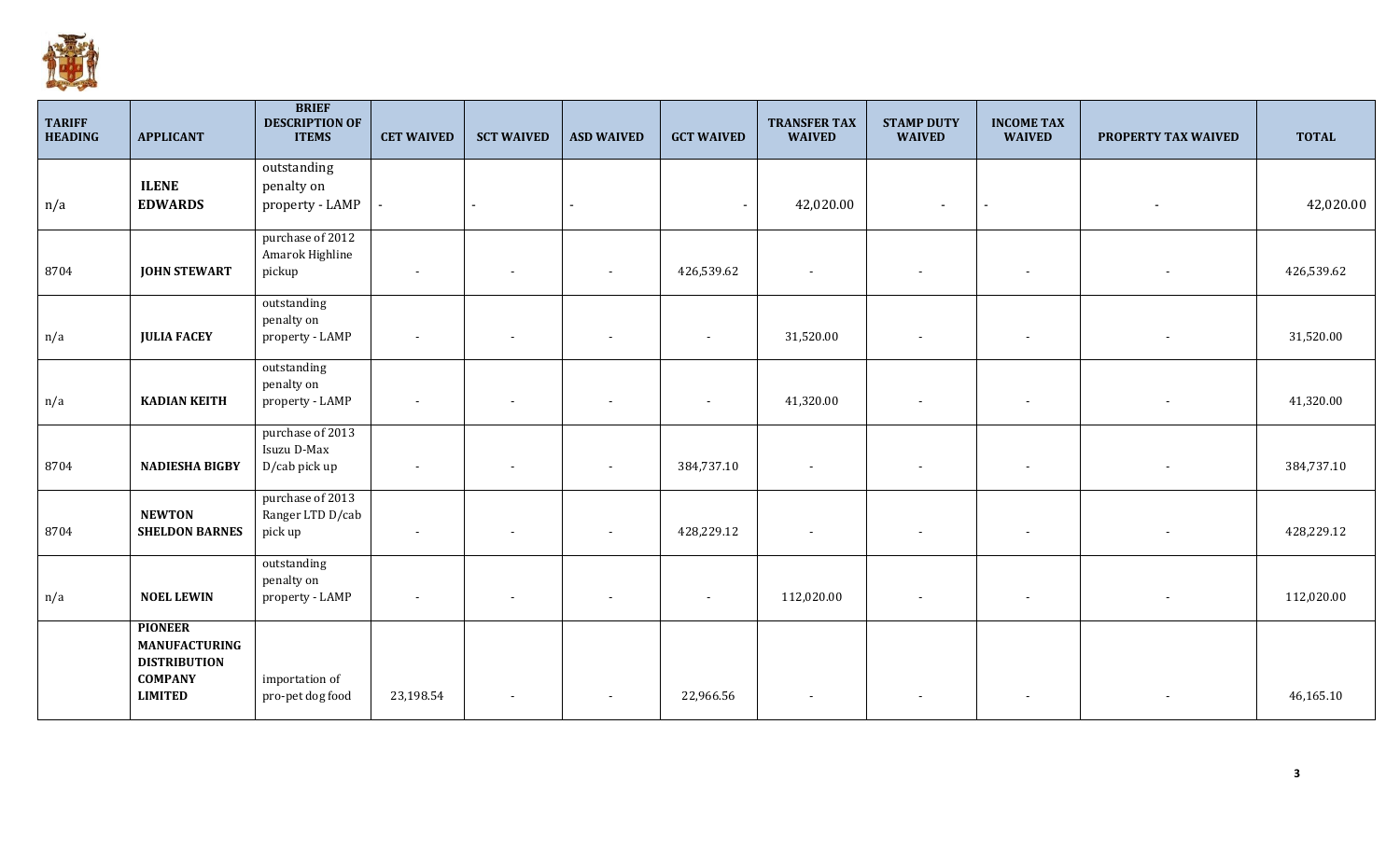| TARIFF HEADING | APPLICANT | BRIEF DESCRIPTION OF ITEMS | CET WAIVED | SCT WAIVED | ASD WAIVED | GCT WAIVED | TRANSFER TAX WAIVED | STAMP DUTY WAIVED | INCOME TAX WAIVED | PROPERTY TAX WAIVED | TOTAL |
|---|---|---|---|---|---|---|---|---|---|---|---|
| n/a | **ILENE EDWARDS** | outstanding penalty on property - LAMP | - | - | - | - | 42,020.00 | - | - | - | 42,020.00 |
| 8704 | **JOHN STEWART** | purchase of 2012 Amarok Highline pickup | - | - | - | 426,539.62 | - | - | - | - | 426,539.62 |
| n/a | **JULIA FACEY** | outstanding penalty on property - LAMP | - | - | - | - | 31,520.00 | - | - | - | 31,520.00 |
| n/a | **KADIAN KEITH** | outstanding penalty on property - LAMP | - | - | - | - | 41,320.00 | - | - | - | 41,320.00 |
| 8704 | **NADIESHA BIGBY** | purchase of 2013 Isuzu D-Max D/cab pick up | - | - | - | 384,737.10 | - | - | - | - | 384,737.10 |
| 8704 | **NEWTON SHELDON BARNES** | purchase of 2013 Ranger LTD D/cab pick up | - | - | - | 428,229.12 | - | - | - | - | 428,229.12 |
| n/a | **NOEL LEWIN** | outstanding penalty on property - LAMP | - | - | - | - | 112,020.00 | - | - | - | 112,020.00 |
| | **PIONEER MANUFACTURING DISTRIBUTION COMPANY LIMITED** | importation of pro-pet dog food | 23,198.54 | - | - | 22,966.56 | - | - | - | - | 46,165.10 |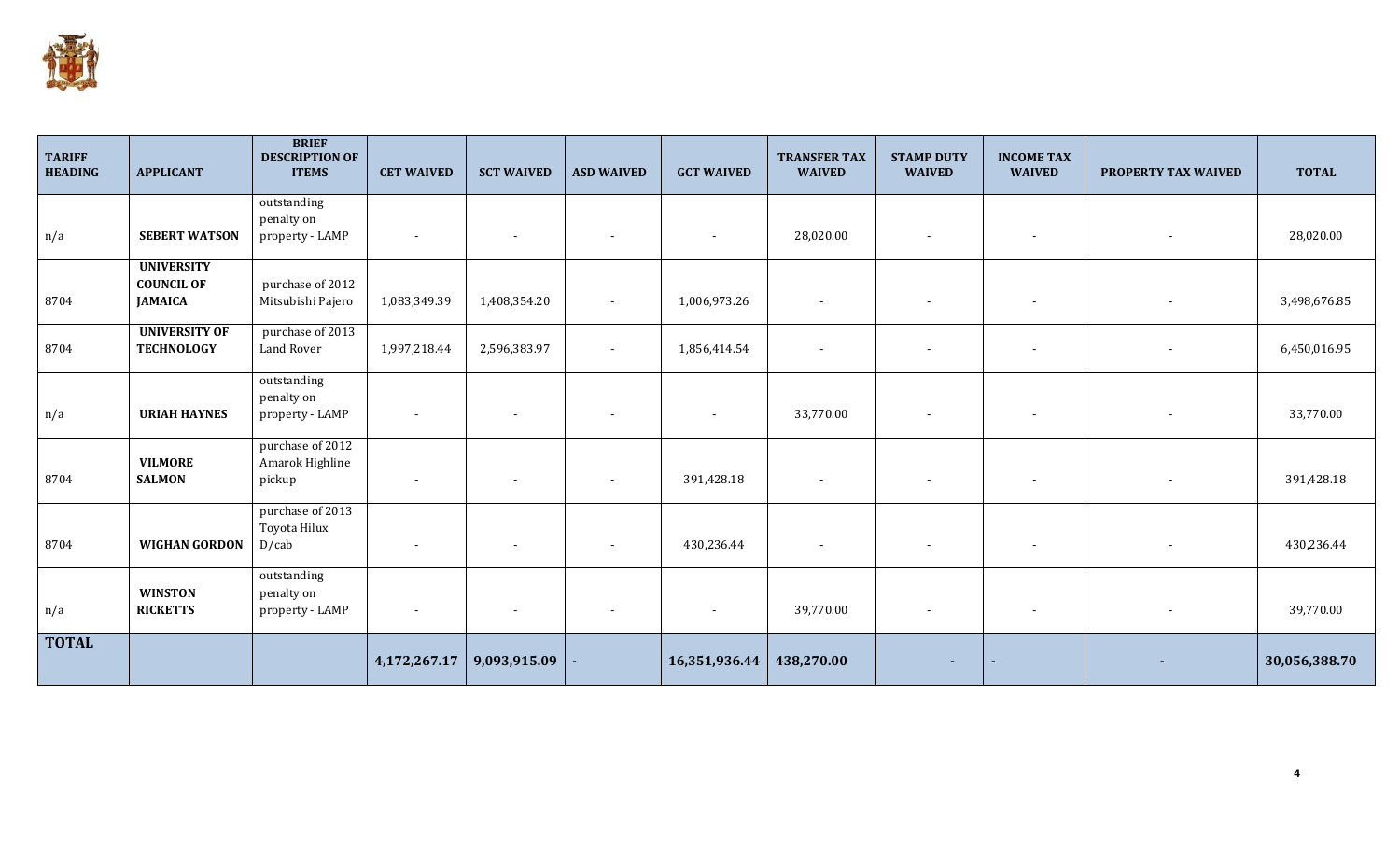| TARIFF HEADING | APPLICANT | BRIEF DESCRIPTION OF ITEMS | CET WAIVED | SCT WAIVED | ASD WAIVED | GCT WAIVED | TRANSFER TAX WAIVED | STAMP DUTY WAIVED | INCOME TAX WAIVED | PROPERTY TAX WAIVED | TOTAL |
|---|---|---|---|---|---|---|---|---|---|---|---|
| n/a | **SEBERT WATSON** | outstanding penalty on property - LAMP | - | - | - | - | 28,020.00 | - | - | - | 28,020.00 |
| 8704 | **UNIVERSITY COUNCIL OF JAMAICA** | purchase of 2012 Mitsubishi Pajero | 1,083,349.39 | 1,408,354.20 | - | 1,006,973.26 | - | - | - | - | 3,498,676.85 |
| 8704 | **UNIVERSITY OF TECHNOLOGY** | purchase of 2013 Land Rover | 1,997,218.44 | 2,596,383.97 | - | 1,856,414.54 | - | - | - | - | 6,450,016.95 |
| n/a | **URIAH HAYNES** | outstanding penalty on property - LAMP | - | - | - | - | 33,770.00 | - | - | - | 33,770.00 |
| 8704 | **VILMORE SALMON** | purchase of 2012 Amarok Highline pickup | - | - | - | 391,428.18 | - | - | - | - | 391,428.18 |
| 8704 | **WIGHAN GORDON** | purchase of 2013 Toyota Hilux D/cab | - | - | - | 430,236.44 | - | - | - | - | 430,236.44 |
| n/a | **WINSTON RICKETTS** | outstanding penalty on property - LAMP | - | - | - | - | 39,770.00 | - | - | - | 39,770.00 |
| **TOTAL** | | | **4,172,267.17** | **9,093,915.09** | **-** | **16,351,936.44** | **438,270.00** | **-** | **-** | **-** | **30,056,388.70** |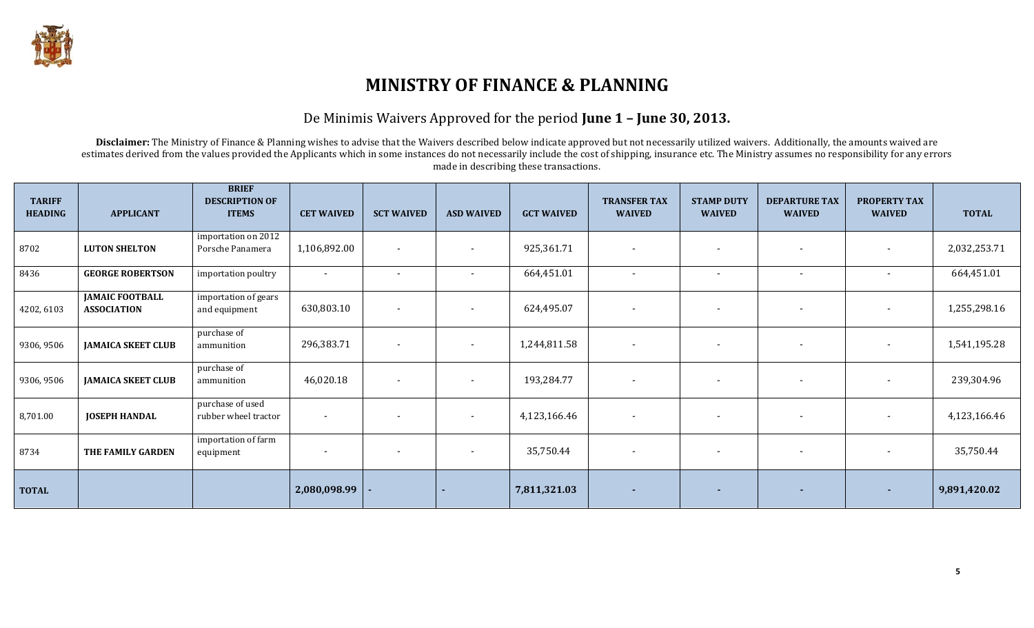# MINISTRY OF FINANCE & PLANNING

## De Minimis Waivers Approved for the period **June 1 – June 30, 2013.**

**Disclaimer:** The Ministry of Finance & Planning wishes to advise that the Waivers described below indicate approved but not necessarily utilized waivers. Additionally, the amounts waived are estimates derived from the values provided the Applicants which in some instances do not necessarily include the cost of shipping, insurance etc. The Ministry assumes no responsibility for any errors made in describing these transactions.

| TARIFF HEADING | APPLICANT | BRIEF DESCRIPTION OF ITEMS | CET WAIVED | SCT WAIVED | ASD WAIVED | GCT WAIVED | TRANSFER TAX WAIVED | STAMP DUTY WAIVED | DEPARTURE TAX WAIVED | PROPERTY TAX WAIVED | TOTAL |
|---|---|---|---|---|---|---|---|---|---|---|---|
| 8702 | **LUTON SHELTON** | importation on 2012 Porsche Panamera | 1,106,892.00 | - | - | 925,361.71 | - | - | - | - | 2,032,253.71 |
| 8436 | **GEORGE ROBERTSON** | importation poultry | - | - | - | 664,451.01 | - | - | - | - | 664,451.01 |
| 4202, 6103 | **JAMAIC FOOTBALL ASSOCIATION** | importation of gears and equipment | 630,803.10 | - | - | 624,495.07 | - | - | - | - | 1,255,298.16 |
| 9306, 9506 | **JAMAICA SKEET CLUB** | purchase of ammunition | 296,383.71 | - | - | 1,244,811.58 | - | - | - | - | 1,541,195.28 |
| 9306, 9506 | **JAMAICA SKEET CLUB** | purchase of ammunition | 46,020.18 | - | - | 193,284.77 | - | - | - | - | 239,304.96 |
| 8,701.00 | **JOSEPH HANDAL** | purchase of used rubber wheel tractor | - | - | - | 4,123,166.46 | - | - | - | - | 4,123,166.46 |
| 8734 | **THE FAMILY GARDEN** | importation of farm equipment | - | - | - | 35,750.44 | - | - | - | - | 35,750.44 |
| **TOTAL** | | | **2,080,098.99** | **-** | **-** | **7,811,321.03** | **-** | **-** | **-** | **-** | **9,891,420.02** |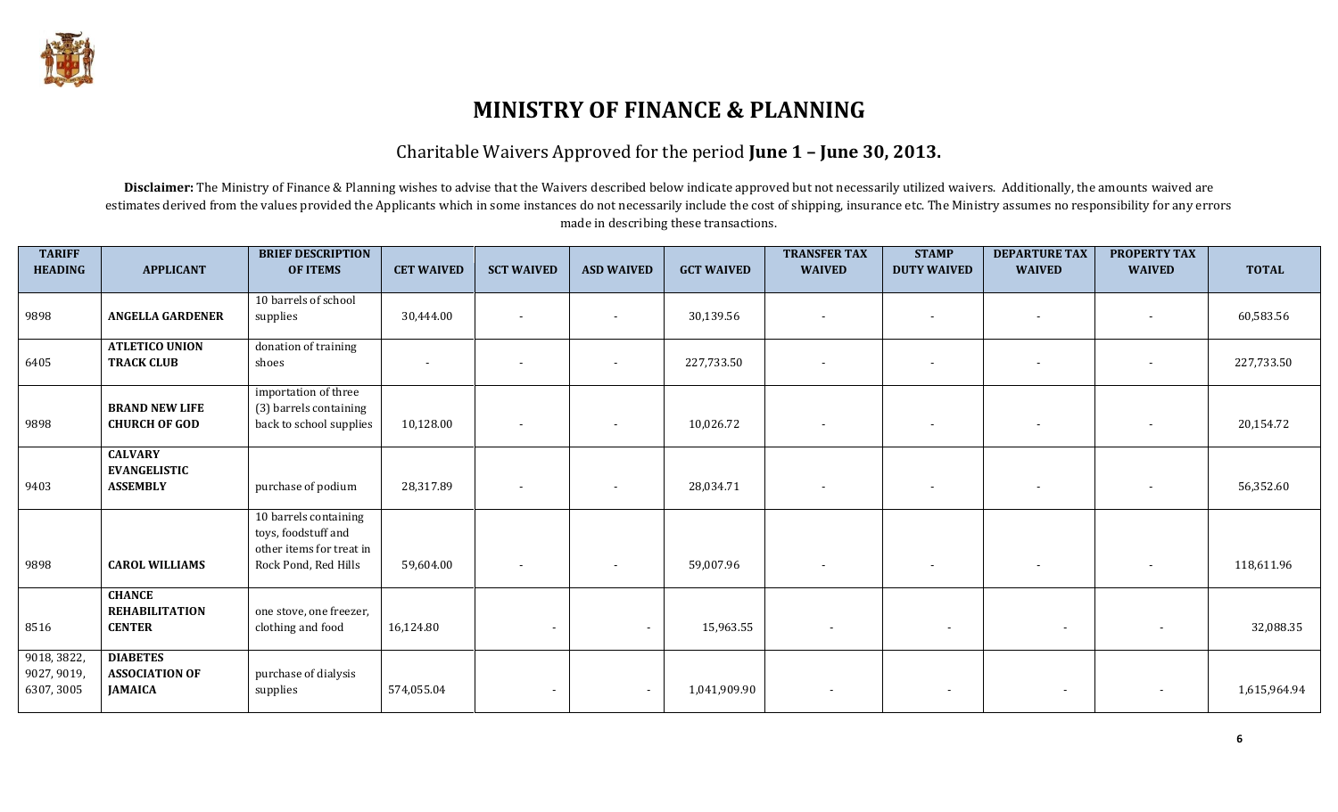# MINISTRY OF FINANCE & PLANNING

## Charitable Waivers Approved for the period **June 1 – June 30, 2013.**

**Disclaimer:** The Ministry of Finance & Planning wishes to advise that the Waivers described below indicate approved but not necessarily utilized waivers. Additionally, the amounts waived are estimates derived from the values provided the Applicants which in some instances do not necessarily include the cost of shipping, insurance etc. The Ministry assumes no responsibility for any errors made in describing these transactions.

| TARIFF HEADING | APPLICANT | BRIEF DESCRIPTION OF ITEMS | CET WAIVED | SCT WAIVED | ASD WAIVED | GCT WAIVED | TRANSFER TAX WAIVED | STAMP DUTY WAIVED | DEPARTURE TAX WAIVED | PROPERTY TAX WAIVED | TOTAL |
|---|---|---|---|---|---|---|---|---|---|---|---|
| 9898 | **ANGELLA GARDENER** | 10 barrels of school supplies | 30,444.00 | - | - | 30,139.56 | - | - | - | - | 60,583.56 |
| 6405 | **ATLETICO UNION TRACK CLUB** | donation of training shoes | - | - | - | 227,733.50 | - | - | - | - | 227,733.50 |
| 9898 | **BRAND NEW LIFE CHURCH OF GOD** | importation of three (3) barrels containing back to school supplies | 10,128.00 | - | - | 10,026.72 | - | - | - | - | 20,154.72 |
| 9403 | **CALVARY EVANGELISTIC ASSEMBLY** | purchase of podium | 28,317.89 | - | - | 28,034.71 | - | - | - | - | 56,352.60 |
| 9898 | **CAROL WILLIAMS** | 10 barrels containing toys, foodstuff and other items for treat in Rock Pond, Red Hills | 59,604.00 | - | - | 59,007.96 | - | - | - | - | 118,611.96 |
| 8516 | **CHANCE REHABILITATION CENTER** | one stove, one freezer, clothing and food | 16,124.80 | - | - | 15,963.55 | - | - | - | - | 32,088.35 |
| 9018, 3822, 9027, 9019, 6307, 3005 | **DIABETES ASSOCIATION OF JAMAICA** | purchase of dialysis supplies | 574,055.04 | - | - | 1,041,909.90 | - | - | - | - | 1,615,964.94 |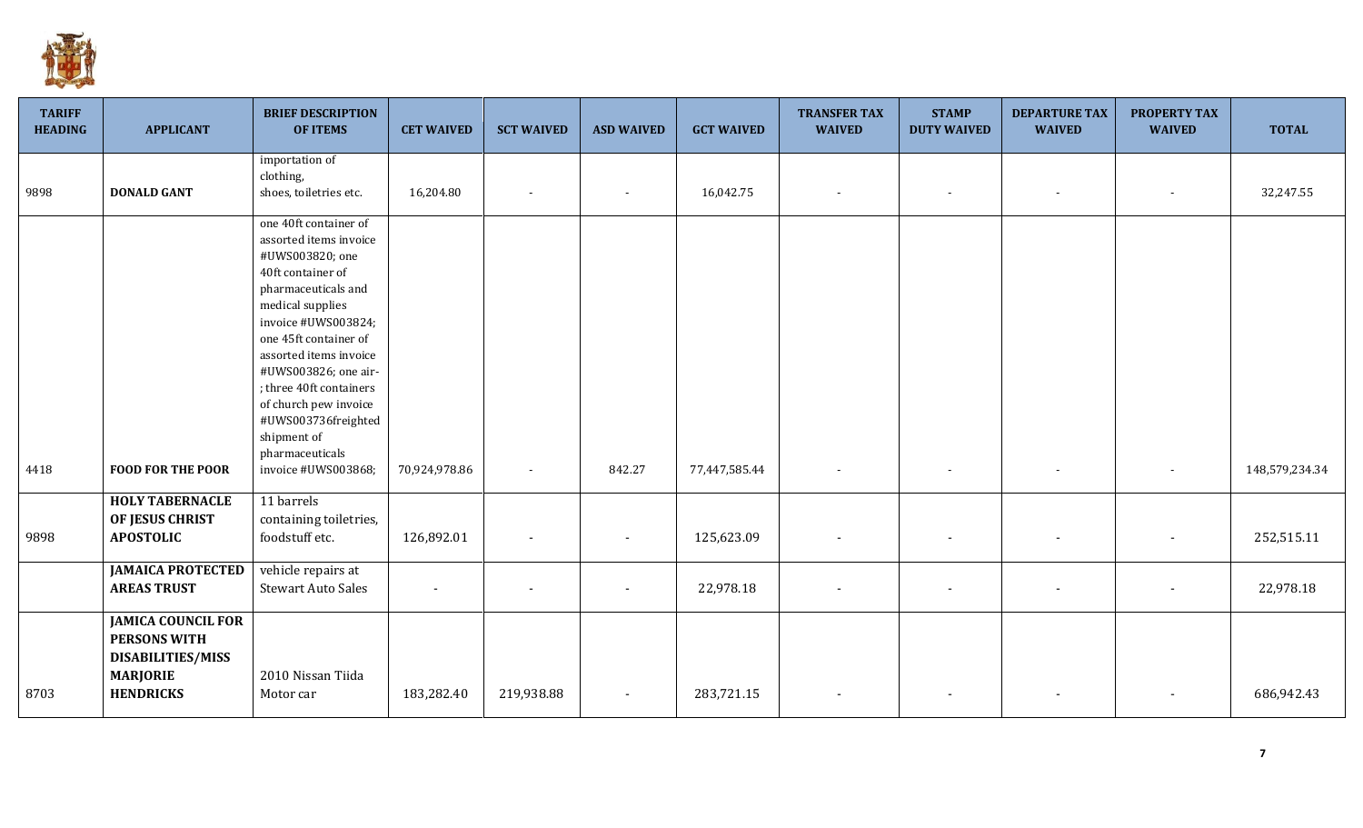| TARIFF HEADING | APPLICANT | BRIEF DESCRIPTION OF ITEMS | CET WAIVED | SCT WAIVED | ASD WAIVED | GCT WAIVED | TRANSFER TAX WAIVED | STAMP DUTY WAIVED | DEPARTURE TAX WAIVED | PROPERTY TAX WAIVED | TOTAL |
|---|---|---|---|---|---|---|---|---|---|---|---|
| 9898 | **DONALD GANT** | importation of clothing, shoes, toiletries etc. | 16,204.80 | - | - | 16,042.75 | - | - | - | - | 32,247.55 |
| 4418 | **FOOD FOR THE POOR** | one 40ft container of assorted items invoice #UWS003820; one 40ft container of pharmaceuticals and medical supplies invoice #UWS003824; one 45ft container of assorted items invoice #UWS003826; one air-; three 40ft containers of church pew invoice #UWS003736freighted shipment of pharmaceuticals invoice #UWS003868; | 70,924,978.86 | - | 842.27 | 77,447,585.44 | - | - | - | - | 148,579,234.34 |
| 9898 | **HOLY TABERNACLE OF JESUS CHRIST APOSTOLIC** | 11 barrels containing toiletries, foodstuff etc. | 126,892.01 | - | - | 125,623.09 | - | - | - | - | 252,515.11 |
| | **JAMAICA PROTECTED AREAS TRUST** | vehicle repairs at Stewart Auto Sales | - | - | - | 22,978.18 | - | - | - | - | 22,978.18 |
| 8703 | **JAMICA COUNCIL FOR PERSONS WITH DISABILITIES/MISS MARJORIE HENDRICKS** | 2010 Nissan Tiida Motor car | 183,282.40 | 219,938.88 | - | 283,721.15 | - | - | - | - | 686,942.43 |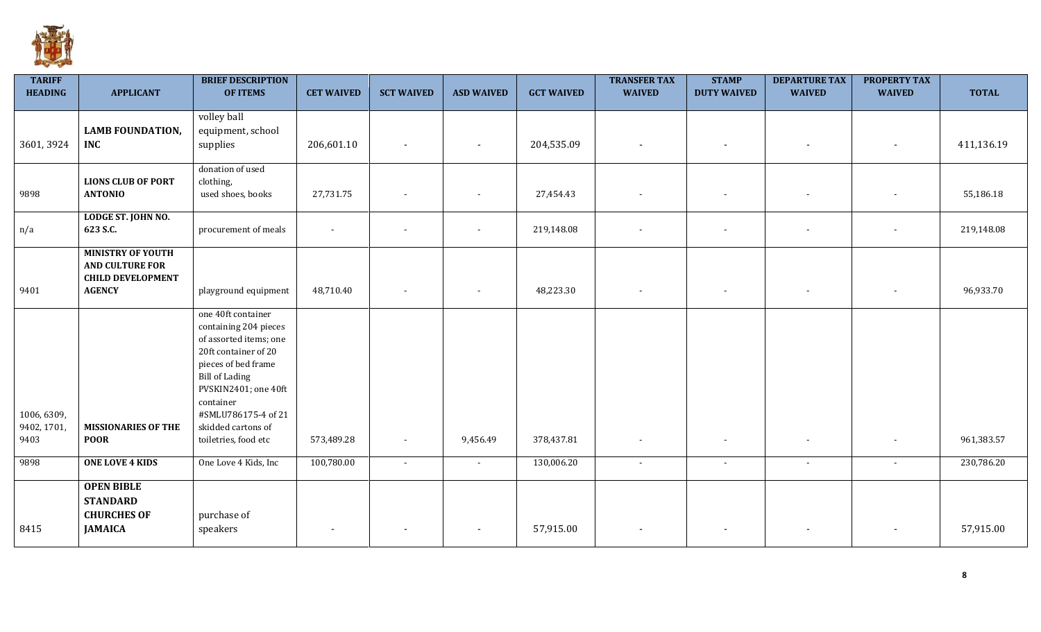| TARIFF HEADING | APPLICANT | BRIEF DESCRIPTION OF ITEMS | CET WAIVED | SCT WAIVED | ASD WAIVED | GCT WAIVED | TRANSFER TAX WAIVED | STAMP DUTY WAIVED | DEPARTURE TAX WAIVED | PROPERTY TAX WAIVED | TOTAL |
|---|---|---|---|---|---|---|---|---|---|---|---|
| 3601, 3924 | **LAMB FOUNDATION, INC** | volley ball equipment, school supplies | 206,601.10 | - | - | 204,535.09 | - | - | - | - | 411,136.19 |
| 9898 | **LIONS CLUB OF PORT ANTONIO** | donation of used clothing, used shoes, books | 27,731.75 | - | - | 27,454.43 | - | - | - | - | 55,186.18 |
| n/a | **LODGE ST. JOHN NO. 623 S.C.** | procurement of meals | - | - | - | 219,148.08 | - | - | - | - | 219,148.08 |
| 9401 | **MINISTRY OF YOUTH AND CULTURE FOR CHILD DEVELOPMENT AGENCY** | playground equipment | 48,710.40 | - | - | 48,223.30 | - | - | - | - | 96,933.70 |
| 1006, 6309, 9402, 1701, 9403 | **MISSIONARIES OF THE POOR** | one 40ft container containing 204 pieces of assorted items; one 20ft container of 20 pieces of bed frame Bill of Lading PVSKIN2401; one 40ft container #SMLU786175-4 of 21 skidded cartons of toiletries, food etc | 573,489.28 | - | 9,456.49 | 378,437.81 | - | - | - | - | 961,383.57 |
| 9898 | **ONE LOVE 4 KIDS** | One Love 4 Kids, Inc | 100,780.00 | - | - | 130,006.20 | - | - | - | - | 230,786.20 |
| 8415 | **OPEN BIBLE STANDARD CHURCHES OF JAMAICA** | purchase of speakers | - | - | - | 57,915.00 | - | - | - | - | 57,915.00 |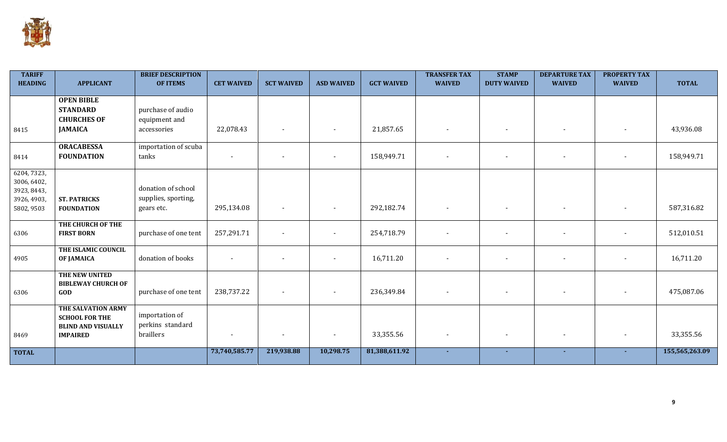| TARIFF HEADING | APPLICANT | BRIEF DESCRIPTION OF ITEMS | CET WAIVED | SCT WAIVED | ASD WAIVED | GCT WAIVED | TRANSFER TAX WAIVED | STAMP DUTY WAIVED | DEPARTURE TAX WAIVED | PROPERTY TAX WAIVED | TOTAL |
|---|---|---|---|---|---|---|---|---|---|---|---|
| 8415 | **OPEN BIBLE STANDARD CHURCHES OF JAMAICA** | purchase of audio equipment and accessories | 22,078.43 | - | - | 21,857.65 | - | - | - | - | 43,936.08 |
| 8414 | **ORACABESSA FOUNDATION** | importation of scuba tanks | - | - | - | 158,949.71 | - | - | - | - | 158,949.71 |
| 6204, 7323, 3006, 6402, 3923, 8443, 3926, 4903, 5802, 9503 | **ST. PATRICKS FOUNDATION** | donation of school supplies, sporting, gears etc. | 295,134.08 | - | - | 292,182.74 | - | - | - | - | 587,316.82 |
| 6306 | **THE CHURCH OF THE FIRST BORN** | purchase of one tent | 257,291.71 | - | - | 254,718.79 | - | - | - | - | 512,010.51 |
| 4905 | **THE ISLAMIC COUNCIL OF JAMAICA** | donation of books | - | - | - | 16,711.20 | - | - | - | - | 16,711.20 |
| 6306 | **THE NEW UNITED BIBLEWAY CHURCH OF GOD** | purchase of one tent | 238,737.22 | - | - | 236,349.84 | - | - | - | - | 475,087.06 |
| 8469 | **THE SALVATION ARMY SCHOOL FOR THE BLIND AND VISUALLY IMPAIRED** | importation of perkins standard braillers | - | - | - | 33,355.56 | - | - | - | - | 33,355.56 |
| **TOTAL** | | | **73,740,585.77** | **219,938.88** | **10,298.75** | **81,388,611.92** | **-** | **-** | **-** | **-** | **155,565,263.09** |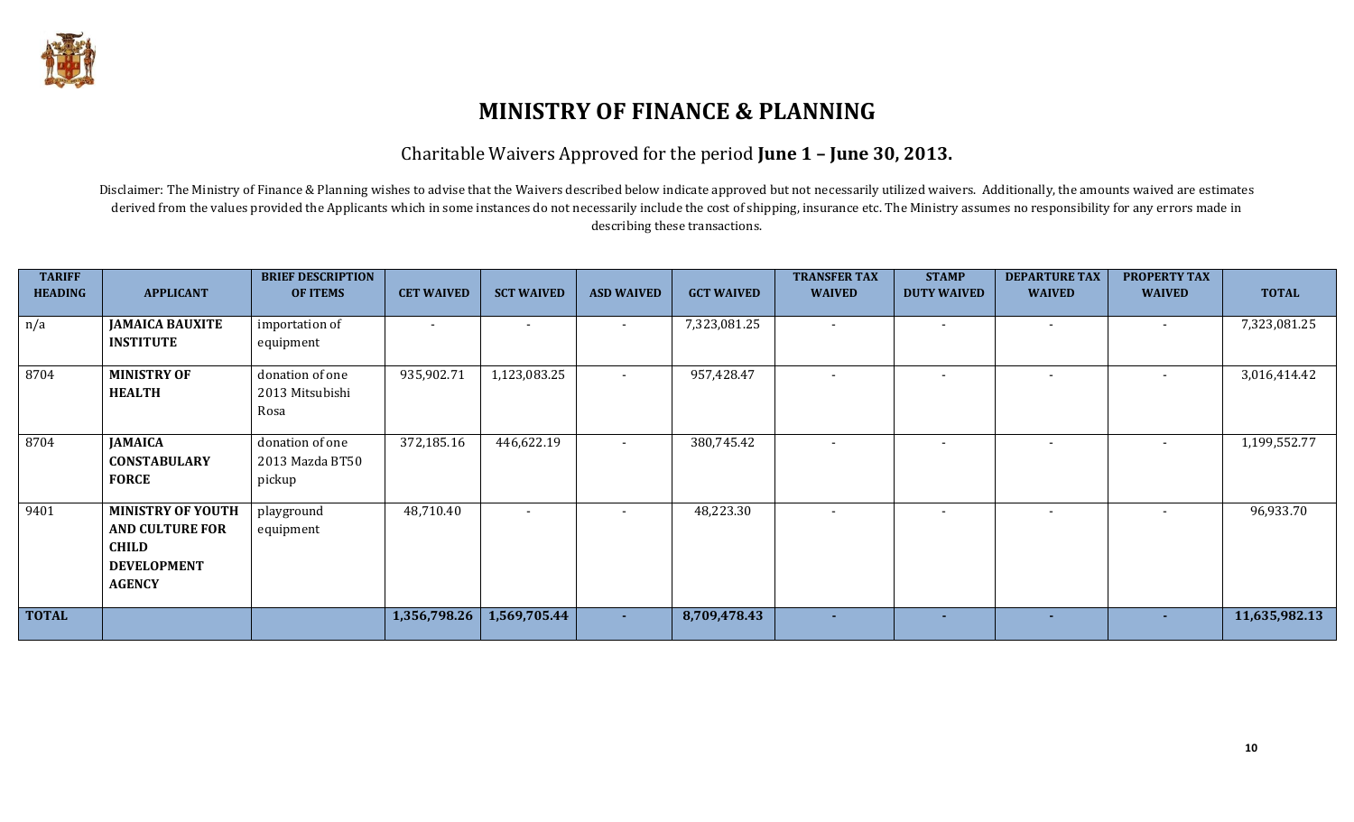# MINISTRY OF FINANCE & PLANNING

## Charitable Waivers Approved for the period **June 1 – June 30, 2013.**

Disclaimer: The Ministry of Finance & Planning wishes to advise that the Waivers described below indicate approved but not necessarily utilized waivers. Additionally, the amounts waived are estimates derived from the values provided the Applicants which in some instances do not necessarily include the cost of shipping, insurance etc. The Ministry assumes no responsibility for any errors made in describing these transactions.

| TARIFF HEADING | APPLICANT | BRIEF DESCRIPTION OF ITEMS | CET WAIVED | SCT WAIVED | ASD WAIVED | GCT WAIVED | TRANSFER TAX WAIVED | STAMP DUTY WAIVED | DEPARTURE TAX WAIVED | PROPERTY TAX WAIVED | TOTAL |
|---|---|---|---|---|---|---|---|---|---|---|---|
| n/a | **JAMAICA BAUXITE INSTITUTE** | importation of equipment | - | - | - | 7,323,081.25 | - | - | - | - | 7,323,081.25 |
| 8704 | **MINISTRY OF HEALTH** | donation of one 2013 Mitsubishi Rosa | 935,902.71 | 1,123,083.25 | - | 957,428.47 | - | - | - | - | 3,016,414.42 |
| 8704 | **JAMAICA CONSTABULARY FORCE** | donation of one 2013 Mazda BT50 pickup | 372,185.16 | 446,622.19 | - | 380,745.42 | - | - | - | - | 1,199,552.77 |
| 9401 | **MINISTRY OF YOUTH AND CULTURE FOR CHILD DEVELOPMENT AGENCY** | playground equipment | 48,710.40 | - | - | 48,223.30 | - | - | - | - | 96,933.70 |
| **TOTAL** | | | **1,356,798.26** | **1,569,705.44** | **-** | **8,709,478.43** | **-** | **-** | **-** | **-** | **11,635,982.13** |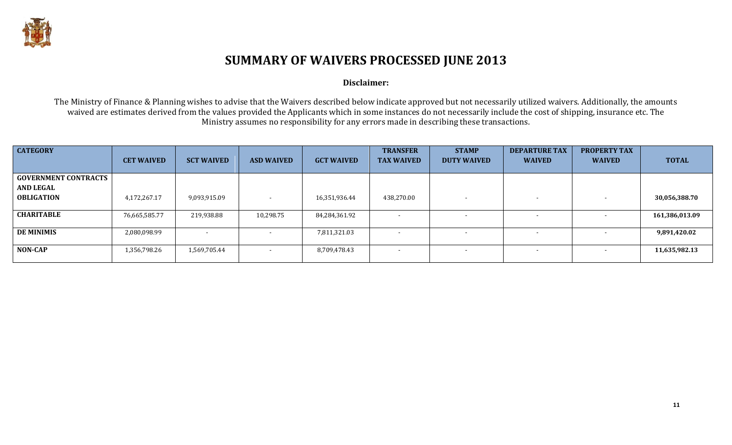# SUMMARY OF WAIVERS PROCESSED JUNE 2013

**Disclaimer:**

The Ministry of Finance & Planning wishes to advise that the Waivers described below indicate approved but not necessarily utilized waivers. Additionally, the amounts waived are estimates derived from the values provided the Applicants which in some instances do not necessarily include the cost of shipping, insurance etc. The Ministry assumes no responsibility for any errors made in describing these transactions.

| CATEGORY | CET WAIVED | SCT WAIVED | ASD WAIVED | GCT WAIVED | TRANSFER TAX WAIVED | STAMP DUTY WAIVED | DEPARTURE TAX WAIVED | PROPERTY TAX WAIVED | TOTAL |
|---|---|---|---|---|---|---|---|---|---|
| **GOVERNMENT CONTRACTS AND LEGAL OBLIGATION** | 4,172,267.17 | 9,093,915.09 | - | 16,351,936.44 | 438,270.00 | - | - | - | **30,056,388.70** |
| **CHARITABLE** | 76,665,585.77 | 219,938.88 | 10,298.75 | 84,284,361.92 | - | - | - | - | **161,386,013.09** |
| **DE MINIMIS** | 2,080,098.99 | - | - | 7,811,321.03 | - | - | - | - | **9,891,420.02** |
| **NON-CAP** | 1,356,798.26 | 1,569,705.44 | - | 8,709,478.43 | - | - | - | - | **11,635,982.13** |